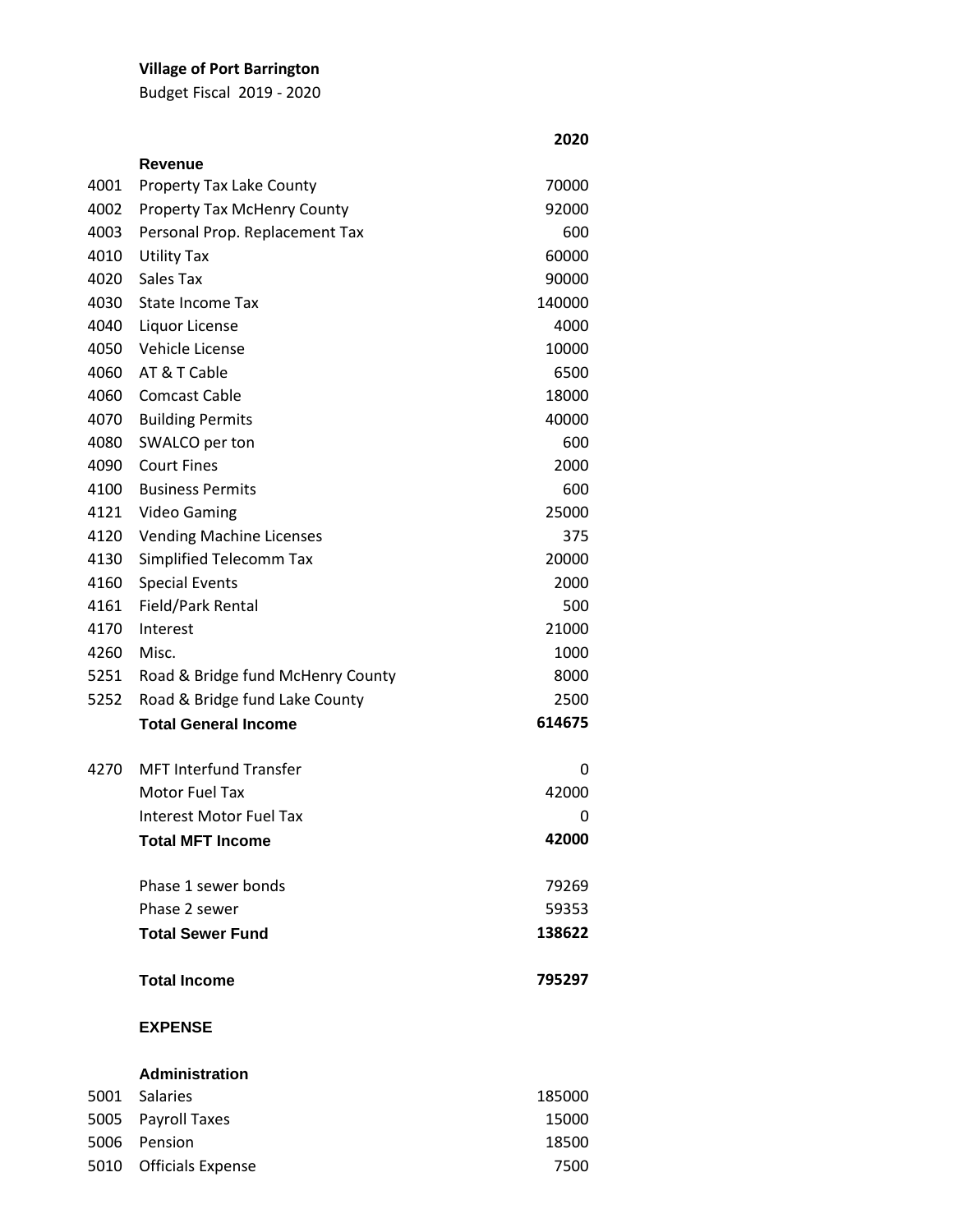**Village of Port Barrington**

Budget Fiscal 2019 - 2020

| | | 2020 |
|---|---|---|
| | **Revenue** | |
| 4001 | Property Tax Lake County | 70000 |
| 4002 | Property Tax McHenry County | 92000 |
| 4003 | Personal Prop. Replacement Tax | 600 |
| 4010 | Utility Tax | 60000 |
| 4020 | Sales Tax | 90000 |
| 4030 | State Income Tax | 140000 |
| 4040 | Liquor License | 4000 |
| 4050 | Vehicle License | 10000 |
| 4060 | AT & T Cable | 6500 |
| 4060 | Comcast Cable | 18000 |
| 4070 | Building Permits | 40000 |
| 4080 | SWALCO per ton | 600 |
| 4090 | Court Fines | 2000 |
| 4100 | Business Permits | 600 |
| 4121 | Video Gaming | 25000 |
| 4120 | Vending Machine Licenses | 375 |
| 4130 | Simplified Telecomm Tax | 20000 |
| 4160 | Special Events | 2000 |
| 4161 | Field/Park Rental | 500 |
| 4170 | Interest | 21000 |
| 4260 | Misc. | 1000 |
| 5251 | Road & Bridge fund McHenry County | 8000 |
| 5252 | Road & Bridge fund Lake County | 2500 |
| | **Total General Income** | **614675** |
| | | |
| 4270 | MFT Interfund Transfer | 0 |
| | Motor Fuel Tax | 42000 |
| | Interest Motor Fuel Tax | 0 |
| | **Total MFT Income** | **42000** |
| | | |
| | Phase 1 sewer bonds | 79269 |
| | Phase 2 sewer | 59353 |
| | **Total Sewer Fund** | **138622** |
| | | |
| | **Total Income** | **795297** |
| | | |
| | **EXPENSE** | |
| | | |
| | **Administration** | |
| 5001 | Salaries | 185000 |
| 5005 | Payroll Taxes | 15000 |
| 5006 | Pension | 18500 |
| 5010 | Officials Expense | 7500 |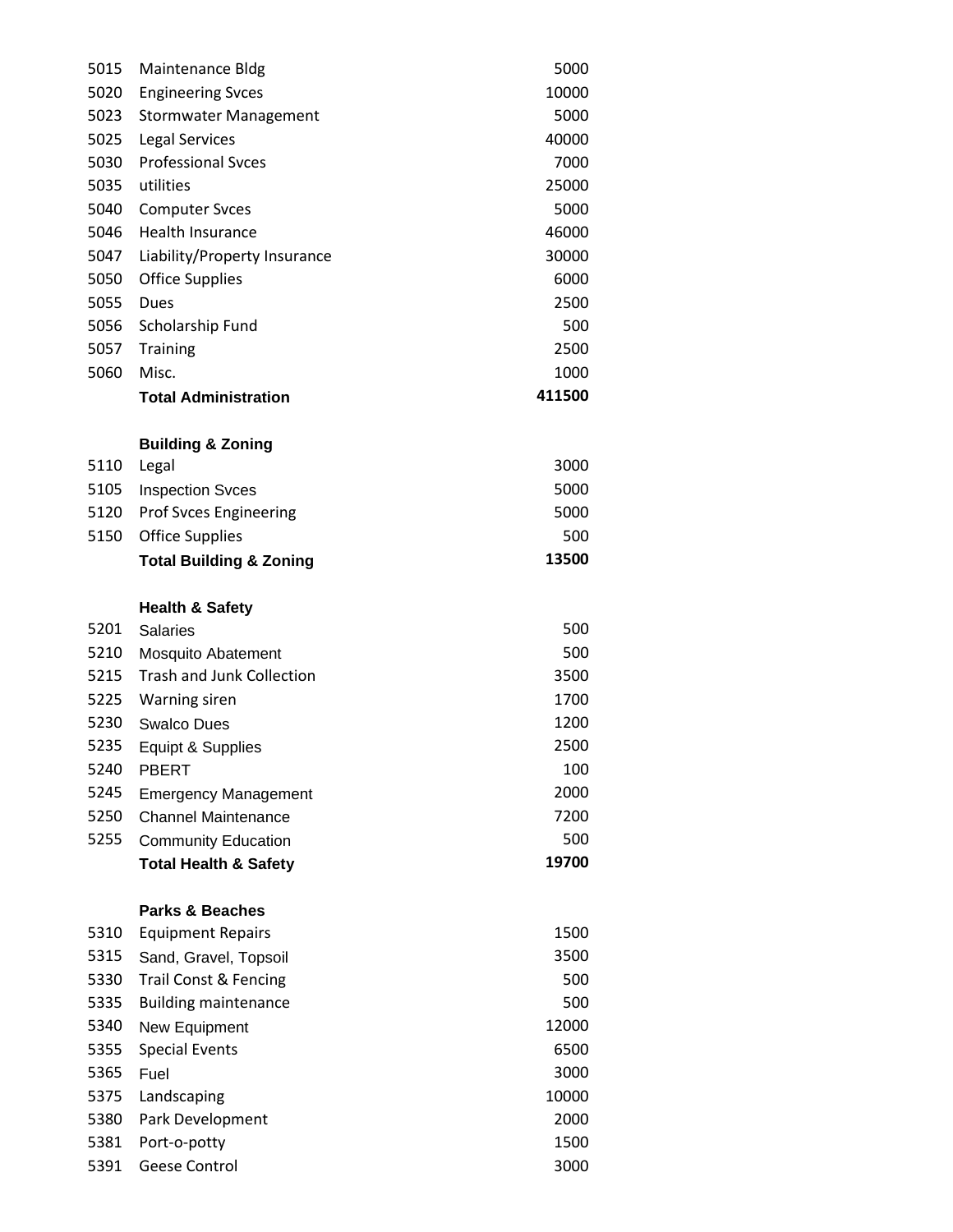| | | |
|---|---|---|
| 5015 | Maintenance Bldg | 5000 |
| 5020 | Engineering Svces | 10000 |
| 5023 | Stormwater Management | 5000 |
| 5025 | Legal Services | 40000 |
| 5030 | Professional Svces | 7000 |
| 5035 | utilities | 25000 |
| 5040 | Computer Svces | 5000 |
| 5046 | Health Insurance | 46000 |
| 5047 | Liability/Property Insurance | 30000 |
| 5050 | Office Supplies | 6000 |
| 5055 | Dues | 2500 |
| 5056 | Scholarship Fund | 500 |
| 5057 | Training | 2500 |
| 5060 | Misc. | 1000 |
| | **Total Administration** | **411500** |
| | | |
| | **Building & Zoning** | |
| 5110 | Legal | 3000 |
| 5105 | Inspection Svces | 5000 |
| 5120 | Prof Svces Engineering | 5000 |
| 5150 | Office Supplies | 500 |
| | **Total Building & Zoning** | **13500** |
| | | |
| | **Health & Safety** | |
| 5201 | Salaries | 500 |
| 5210 | Mosquito Abatement | 500 |
| 5215 | Trash and Junk Collection | 3500 |
| 5225 | Warning siren | 1700 |
| 5230 | Swalco Dues | 1200 |
| 5235 | Equipt & Supplies | 2500 |
| 5240 | PBERT | 100 |
| 5245 | Emergency Management | 2000 |
| 5250 | Channel Maintenance | 7200 |
| 5255 | Community Education | 500 |
| | **Total Health & Safety** | **19700** |
| | | |
| | **Parks & Beaches** | |
| 5310 | Equipment Repairs | 1500 |
| 5315 | Sand, Gravel, Topsoil | 3500 |
| 5330 | Trail Const & Fencing | 500 |
| 5335 | Building maintenance | 500 |
| 5340 | New Equipment | 12000 |
| 5355 | Special Events | 6500 |
| 5365 | Fuel | 3000 |
| 5375 | Landscaping | 10000 |
| 5380 | Park Development | 2000 |
| 5381 | Port-o-potty | 1500 |
| 5391 | Geese Control | 3000 |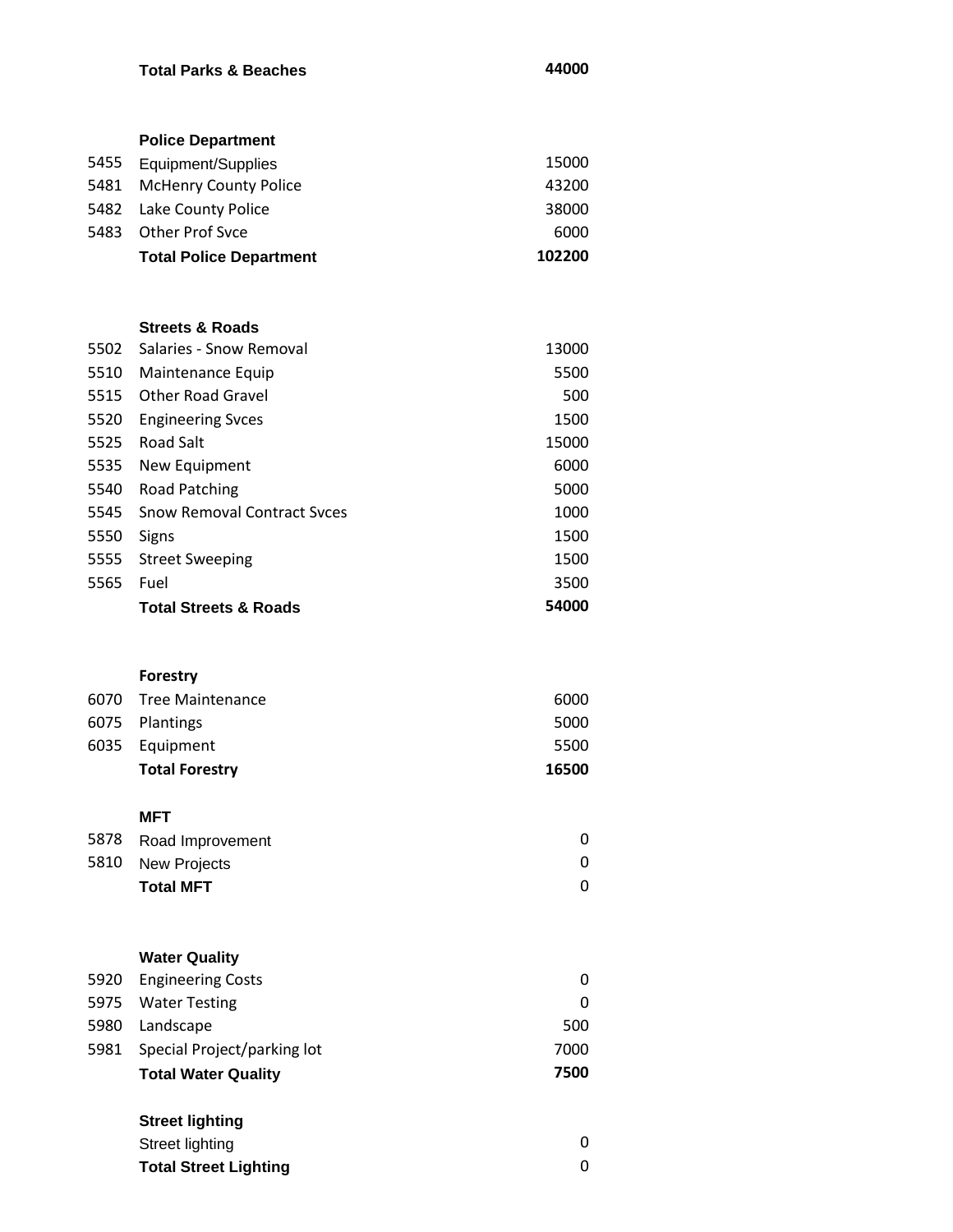| | | |
|---|---|---|
| | **Total Parks & Beaches** | **44000** |
| | | |
| | **Police Department** | |
| 5455 | Equipment/Supplies | 15000 |
| 5481 | McHenry County Police | 43200 |
| 5482 | Lake County Police | 38000 |
| 5483 | Other Prof Svce | 6000 |
| | **Total Police Department** | **102200** |
| | | |
| | **Streets & Roads** | |
| 5502 | Salaries - Snow Removal | 13000 |
| 5510 | Maintenance Equip | 5500 |
| 5515 | Other Road Gravel | 500 |
| 5520 | Engineering Svces | 1500 |
| 5525 | Road Salt | 15000 |
| 5535 | New Equipment | 6000 |
| 5540 | Road Patching | 5000 |
| 5545 | Snow Removal Contract Svces | 1000 |
| 5550 | Signs | 1500 |
| 5555 | Street Sweeping | 1500 |
| 5565 | Fuel | 3500 |
| | **Total Streets & Roads** | **54000** |
| | | |
| | **Forestry** | |
| 6070 | Tree Maintenance | 6000 |
| 6075 | Plantings | 5000 |
| 6035 | Equipment | 5500 |
| | **Total Forestry** | **16500** |
| | | |
| | **MFT** | |
| 5878 | Road Improvement | 0 |
| 5810 | New Projects | 0 |
| | **Total MFT** | 0 |
| | | |
| | **Water Quality** | |
| 5920 | Engineering Costs | 0 |
| 5975 | Water Testing | 0 |
| 5980 | Landscape | 500 |
| 5981 | Special Project/parking lot | 7000 |
| | **Total Water Quality** | **7500** |
| | | |
| | **Street lighting** | |
| | Street lighting | 0 |
| | **Total Street Lighting** | 0 |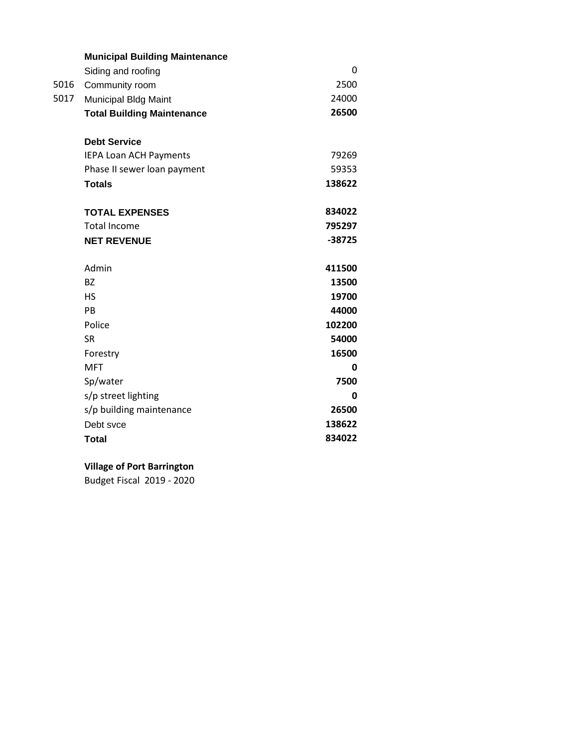| | | |
|---|---|---|
| | **Municipal Building Maintenance** | |
| | Siding and roofing | 0 |
| 5016 | Community room | 2500 |
| 5017 | Municipal Bldg Maint | 24000 |
| | **Total Building Maintenance** | **26500** |
| | | |
| | **Debt Service** | |
| | IEPA Loan ACH Payments | 79269 |
| | Phase II sewer loan payment | 59353 |
| | **Totals** | **138622** |
| | | |
| | **TOTAL EXPENSES** | **834022** |
| | Total Income | **795297** |
| | **NET REVENUE** | **-38725** |
| | | |
| | Admin | **411500** |
| | BZ | **13500** |
| | HS | **19700** |
| | PB | **44000** |
| | Police | **102200** |
| | SR | **54000** |
| | Forestry | **16500** |
| | MFT | **0** |
| | Sp/water | **7500** |
| | s/p street lighting | **0** |
| | s/p building maintenance | **26500** |
| | Debt svce | **138622** |
| | **Total** | **834022** |

**Village of Port Barrington**

Budget Fiscal 2019 - 2020